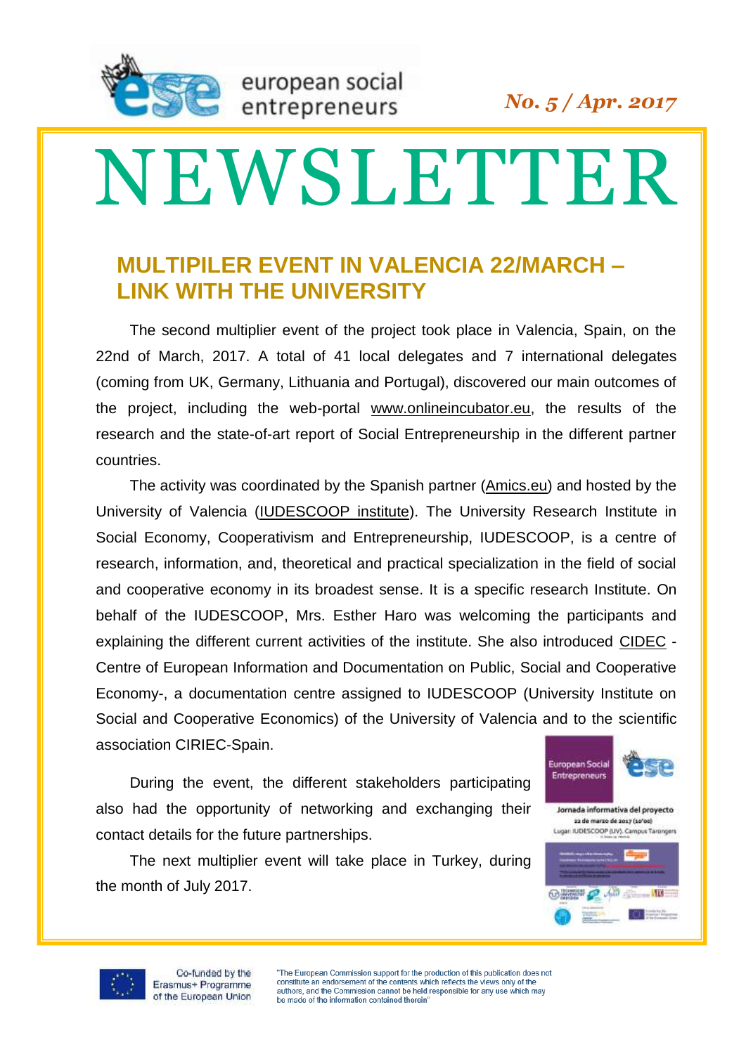european social entrepreneurs

*No. 5 / Apr. 2017*

# NEWSLETTER

## MULTIPILER EVENT IN VALENCIA 22/MARCH – LINK WITH THE UNIVERSITY

The second multiplier event of the project took place in Valencia, Spain, on the 22nd of March, 2017. A total of 41 local delegates and 7 international delegates (coming from UK, Germany, Lithuania and Portugal), discovered our main outcomes of the project, including the web-portal www.onlineincubator.eu, the results of the research and the state-of-art report of Social Entrepreneurship in the different partner countries.

The activity was coordinated by the Spanish partner (Amics.eu) and hosted by the University of Valencia (IUDESCOOP institute). The University Research Institute in Social Economy, Cooperativism and Entrepreneurship, IUDESCOOP, is a centre of research, information, and, theoretical and practical specialization in the field of social and cooperative economy in its broadest sense. It is a specific research Institute. On behalf of the IUDESCOOP, Mrs. Esther Haro was welcoming the participants and explaining the different current activities of the institute. She also introduced CIDEC - Centre of European Information and Documentation on Public, Social and Cooperative Economy-, a documentation centre assigned to IUDESCOOP (University Institute on Social and Cooperative Economics) of the University of Valencia and to the scientific association CIRIEC-Spain.

During the event, the different stakeholders participating also had the opportunity of networking and exchanging their contact details for the future partnerships.

The next multiplier event will take place in Turkey, during the month of July 2017.

Co-funded by the Erasmus+ Programme of the European Union

"The European Commission support for the production of this publication does not constitute an endorsement of the contents which reflects the views only of the authors, and the Commission cannot be held responsible for any use which may be made of the information contained therein"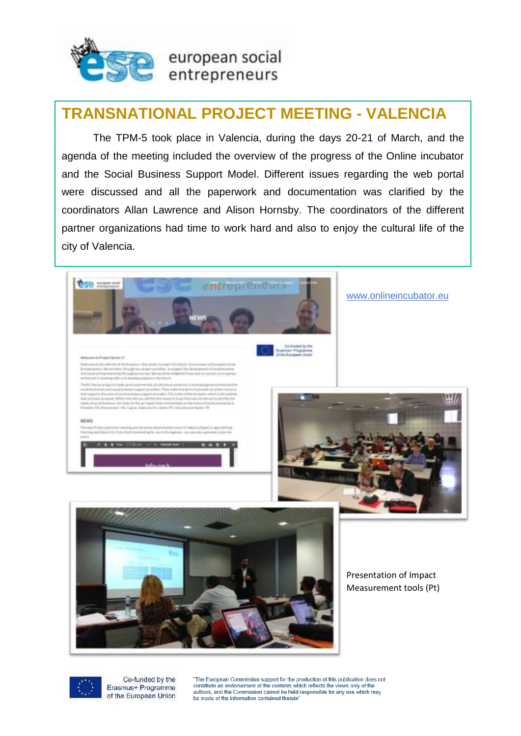european social entrepreneurs

## TRANSNATIONAL PROJECT MEETING - VALENCIA

The TPM-5 took place in Valencia, during the days 20-21 of March, and the agenda of the meeting included the overview of the progress of the Online incubator and the Social Business Support Model. Different issues regarding the web portal were discussed and all the paperwork and documentation was clarified by the coordinators Allan Lawrence and Alison Hornsby. The coordinators of the different partner organizations had time to work hard and also to enjoy the cultural life of the city of Valencia.

www.onlineincubator.eu

Presentation of Impact Measurement tools (Pt)

Co-funded by the Erasmus+ Programme of the European Union

"The European Commission support for the production of this publication does not constitute an endorsement of the contents which reflects the views only of the authors, and the Commission cannot be held responsible for any use which may be made of the information contained therein"